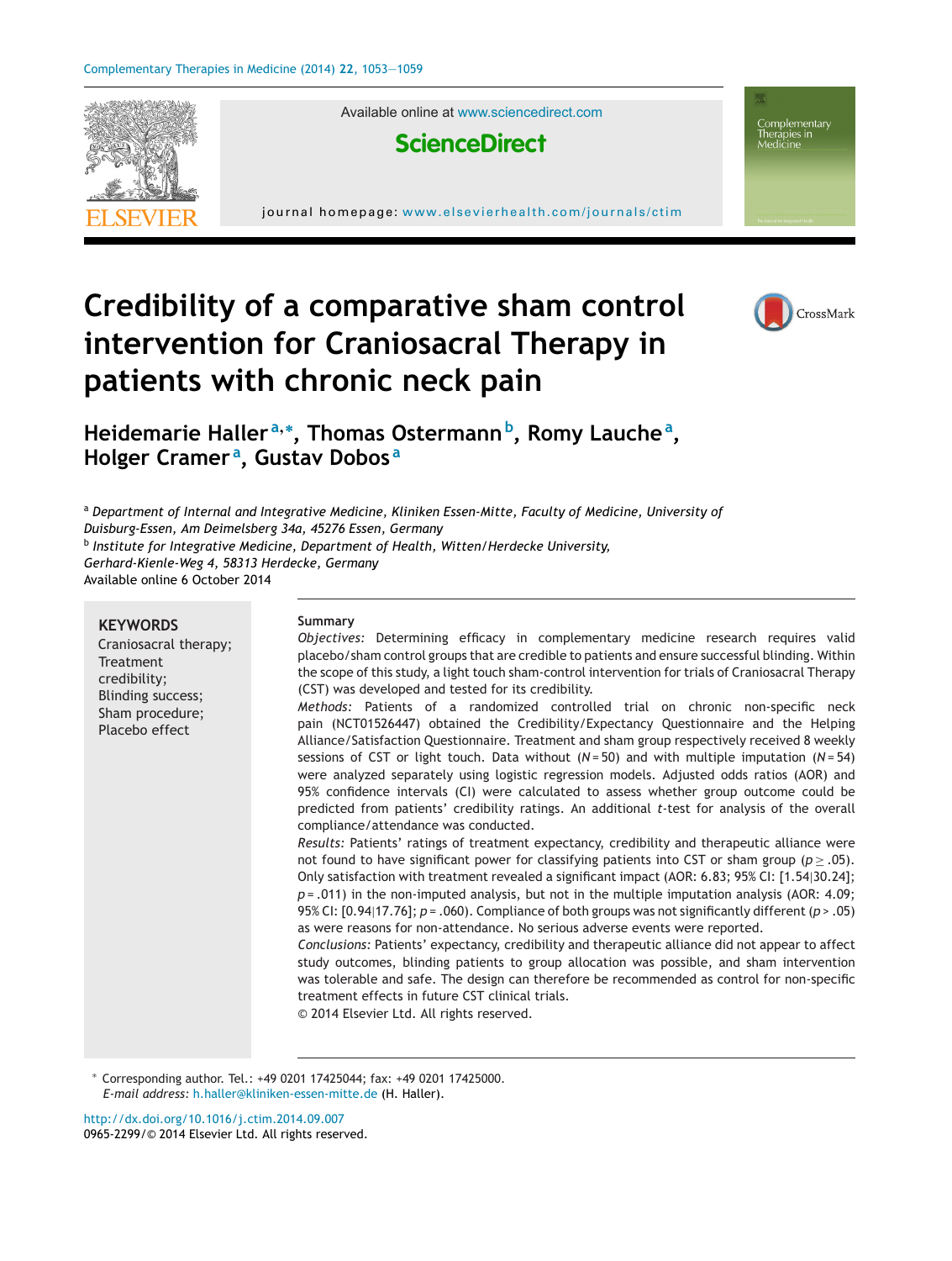# Credibility of a comparative sham control intervention for Craniosacral Therapy in patients with chronic neck pain

**Heidemarie Haller**[a,*], **Thomas Ostermann**[b], **Romy Lauche**[a], **Holger Cramer**[a], **Gustav Dobos**[a]

[a] *Department of Internal and Integrative Medicine, Kliniken Essen-Mitte, Faculty of Medicine, University of Duisburg-Essen, Am Deimelsberg 34a, 45276 Essen, Germany*
[b] *Institute for Integrative Medicine, Department of Health, Witten/Herdecke University, Gerhard-Kienle-Weg 4, 58313 Herdecke, Germany*

Available online 6 October 2014

**KEYWORDS**
Craniosacral therapy;
Treatment credibility;
Blinding success;
Sham procedure;
Placebo effect

**Summary**

*Objectives:* Determining efficacy in complementary medicine research requires valid placebo/sham control groups that are credible to patients and ensure successful blinding. Within the scope of this study, a light touch sham-control intervention for trials of Craniosacral Therapy (CST) was developed and tested for its credibility.

*Methods:* Patients of a randomized controlled trial on chronic non-specific neck pain (NCT01526447) obtained the Credibility/Expectancy Questionnaire and the Helping Alliance/Satisfaction Questionnaire. Treatment and sham group respectively received 8 weekly sessions of CST or light touch. Data without ($N = 50$) and with multiple imputation ($N = 54$) were analyzed separately using logistic regression models. Adjusted odds ratios (AOR) and 95% confidence intervals (CI) were calculated to assess whether group outcome could be predicted from patients' credibility ratings. An additional *t*-test for analysis of the overall compliance/attendance was conducted.

*Results:* Patients' ratings of treatment expectancy, credibility and therapeutic alliance were not found to have significant power for classifying patients into CST or sham group ($p \geq .05$). Only satisfaction with treatment revealed a significant impact (AOR: 6.83; 95% CI: [1.54|30.24]; $p = .011$) in the non-imputed analysis, but not in the multiple imputation analysis (AOR: 4.09; 95% CI: [0.94|17.76]; $p = .060$). Compliance of both groups was not significantly different ($p > .05$) as were reasons for non-attendance. No serious adverse events were reported.

*Conclusions:* Patients' expectancy, credibility and therapeutic alliance did not appear to affect study outcomes, blinding patients to group allocation was possible, and sham intervention was tolerable and safe. The design can therefore be recommended as control for non-specific treatment effects in future CST clinical trials.

© 2014 Elsevier Ltd. All rights reserved.

* Corresponding author. Tel.: +49 0201 17425044; fax: +49 0201 17425000.
*E-mail address:* h.haller@kliniken-essen-mitte.de (H. Haller).

http://dx.doi.org/10.1016/j.ctim.2014.09.007
0965-2299/© 2014 Elsevier Ltd. All rights reserved.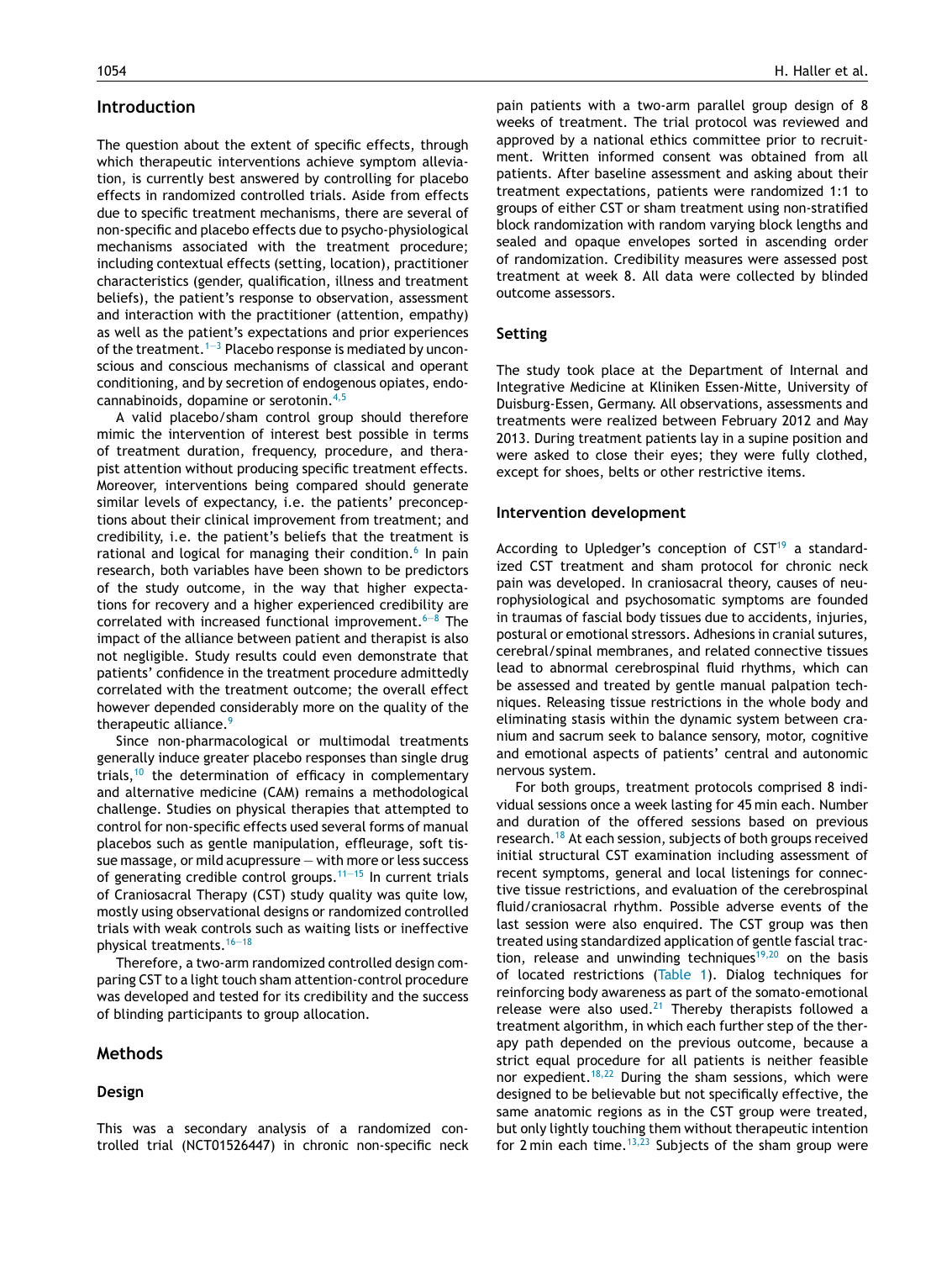## Introduction

The question about the extent of specific effects, through which therapeutic interventions achieve symptom alleviation, is currently best answered by controlling for placebo effects in randomized controlled trials. Aside from effects due to specific treatment mechanisms, there are several of non-specific and placebo effects due to psycho-physiological mechanisms associated with the treatment procedure; including contextual effects (setting, location), practitioner characteristics (gender, qualification, illness and treatment beliefs), the patient's response to observation, assessment and interaction with the practitioner (attention, empathy) as well as the patient's expectations and prior experiences of the treatment.[1–3] Placebo response is mediated by unconscious and conscious mechanisms of classical and operant conditioning, and by secretion of endogenous opiates, endocannabinoids, dopamine or serotonin.[4,5]

A valid placebo/sham control group should therefore mimic the intervention of interest best possible in terms of treatment duration, frequency, procedure, and therapist attention without producing specific treatment effects. Moreover, interventions being compared should generate similar levels of expectancy, i.e. the patients' preconceptions about their clinical improvement from treatment; and credibility, i.e. the patient's beliefs that the treatment is rational and logical for managing their condition.[6] In pain research, both variables have been shown to be predictors of the study outcome, in the way that higher expectations for recovery and a higher experienced credibility are correlated with increased functional improvement.[6–8] The impact of the alliance between patient and therapist is also not negligible. Study results could even demonstrate that patients' confidence in the treatment procedure admittedly correlated with the treatment outcome; the overall effect however depended considerably more on the quality of the therapeutic alliance.[9]

Since non-pharmacological or multimodal treatments generally induce greater placebo responses than single drug trials,[10] the determination of efficacy in complementary and alternative medicine (CAM) remains a methodological challenge. Studies on physical therapies that attempted to control for non-specific effects used several forms of manual placebos such as gentle manipulation, effleurage, soft tissue massage, or mild acupressure — with more or less success of generating credible control groups.[11–15] In current trials of Craniosacral Therapy (CST) study quality was quite low, mostly using observational designs or randomized controlled trials with weak controls such as waiting lists or ineffective physical treatments.[16–18]

Therefore, a two-arm randomized controlled design comparing CST to a light touch sham attention-control procedure was developed and tested for its credibility and the success of blinding participants to group allocation.

## Methods

### Design

This was a secondary analysis of a randomized controlled trial (NCT01526447) in chronic non-specific neck pain patients with a two-arm parallel group design of 8 weeks of treatment. The trial protocol was reviewed and approved by a national ethics committee prior to recruitment. Written informed consent was obtained from all patients. After baseline assessment and asking about their treatment expectations, patients were randomized 1:1 to groups of either CST or sham treatment using non-stratified block randomization with random varying block lengths and sealed and opaque envelopes sorted in ascending order of randomization. Credibility measures were assessed post treatment at week 8. All data were collected by blinded outcome assessors.

### Setting

The study took place at the Department of Internal and Integrative Medicine at Kliniken Essen-Mitte, University of Duisburg-Essen, Germany. All observations, assessments and treatments were realized between February 2012 and May 2013. During treatment patients lay in a supine position and were asked to close their eyes; they were fully clothed, except for shoes, belts or other restrictive items.

### Intervention development

According to Upledger's conception of CST[19] a standardized CST treatment and sham protocol for chronic neck pain was developed. In craniosacral theory, causes of neurophysiological and psychosomatic symptoms are founded in traumas of fascial body tissues due to accidents, injuries, postural or emotional stressors. Adhesions in cranial sutures, cerebral/spinal membranes, and related connective tissues lead to abnormal cerebrospinal fluid rhythms, which can be assessed and treated by gentle manual palpation techniques. Releasing tissue restrictions in the whole body and eliminating stasis within the dynamic system between cranium and sacrum seek to balance sensory, motor, cognitive and emotional aspects of patients' central and autonomic nervous system.

For both groups, treatment protocols comprised 8 individual sessions once a week lasting for 45 min each. Number and duration of the offered sessions based on previous research.[18] At each session, subjects of both groups received initial structural CST examination including assessment of recent symptoms, general and local listenings for connective tissue restrictions, and evaluation of the cerebrospinal fluid/craniosacral rhythm. Possible adverse events of the last session were also enquired. The CST group was then treated using standardized application of gentle fascial traction, release and unwinding techniques[19,20] on the basis of located restrictions (Table 1). Dialog techniques for reinforcing body awareness as part of the somato-emotional release were also used.[21] Thereby therapists followed a treatment algorithm, in which each further step of the therapy path depended on the previous outcome, because a strict equal procedure for all patients is neither feasible nor expedient.[18,22] During the sham sessions, which were designed to be believable but not specifically effective, the same anatomic regions as in the CST group were treated, but only lightly touching them without therapeutic intention for 2 min each time.[13,23] Subjects of the sham group were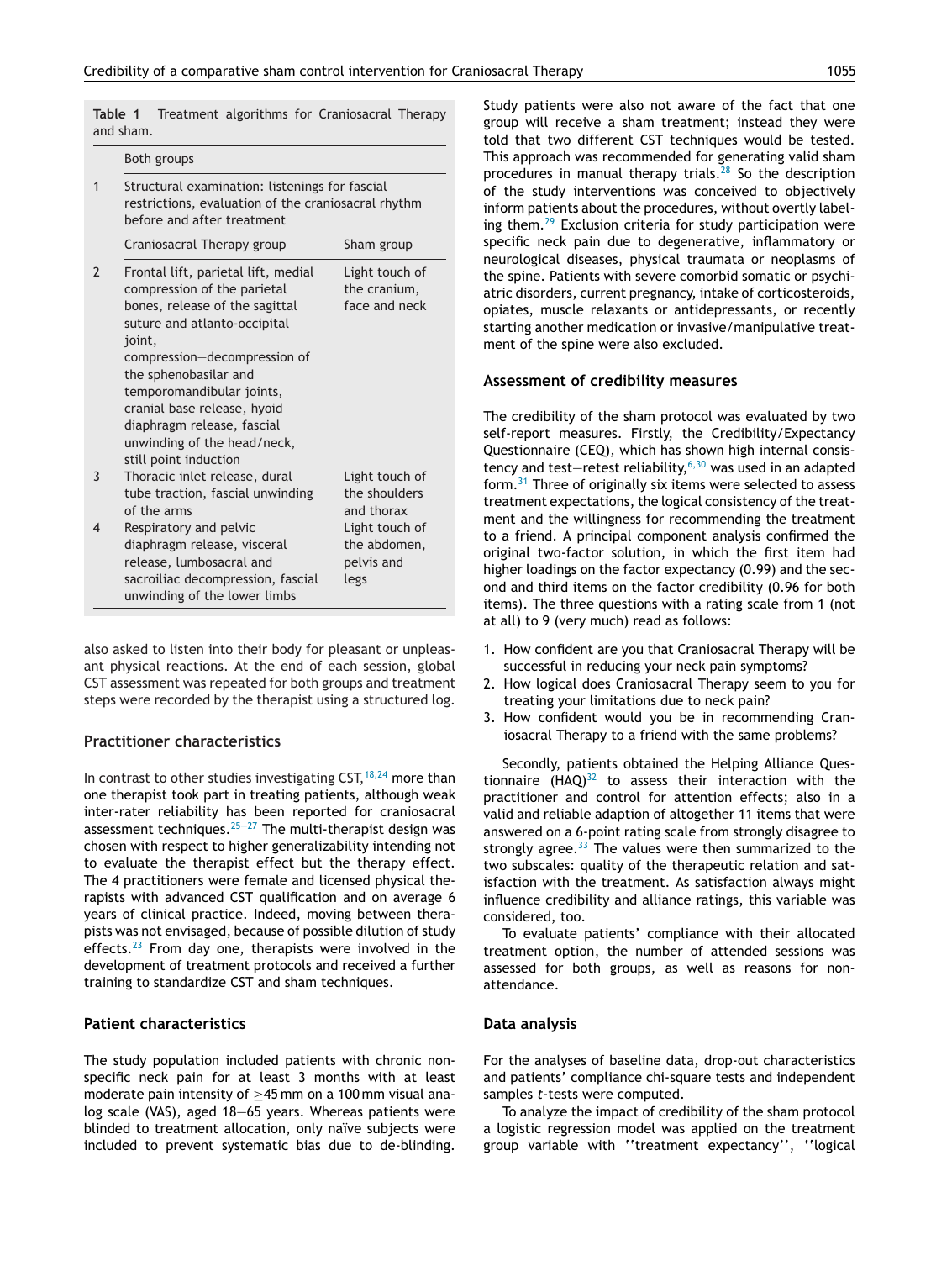**Table 1** Treatment algorithms for Craniosacral Therapy and sham.

| | Both groups | |
|---|---|---|
| 1 | Structural examination: listenings for fascial restrictions, evaluation of the craniosacral rhythm before and after treatment | |
| | Craniosacral Therapy group | Sham group |
| 2 | Frontal lift, parietal lift, medial compression of the parietal bones, release of the sagittal suture and atlanto-occipital joint, compression—decompression of the sphenobasilar and temporomandibular joints, cranial base release, hyoid diaphragm release, fascial unwinding of the head/neck, still point induction | Light touch of the cranium, face and neck |
| 3 | Thoracic inlet release, dural tube traction, fascial unwinding of the arms | Light touch of the shoulders and thorax |
| 4 | Respiratory and pelvic diaphragm release, visceral release, lumbosacral and sacroiliac decompression, fascial unwinding of the lower limbs | Light touch of the abdomen, pelvis and legs |

also asked to listen into their body for pleasant or unpleasant physical reactions. At the end of each session, global CST assessment was repeated for both groups and treatment steps were recorded by the therapist using a structured log.

## Practitioner characteristics

In contrast to other studies investigating CST,[18,24] more than one therapist took part in treating patients, although weak inter-rater reliability has been reported for craniosacral assessment techniques.[25—27] The multi-therapist design was chosen with respect to higher generalizability intending not to evaluate the therapist effect but the therapy effect. The 4 practitioners were female and licensed physical therapists with advanced CST qualification and on average 6 years of clinical practice. Indeed, moving between therapists was not envisaged, because of possible dilution of study effects.[23] From day one, therapists were involved in the development of treatment protocols and received a further training to standardize CST and sham techniques.

## Patient characteristics

The study population included patients with chronic non-specific neck pain for at least 3 months with at least moderate pain intensity of ≥45 mm on a 100 mm visual analog scale (VAS), aged 18—65 years. Whereas patients were blinded to treatment allocation, only naïve subjects were included to prevent systematic bias due to de-blinding. Study patients were also not aware of the fact that one group will receive a sham treatment; instead they were told that two different CST techniques would be tested. This approach was recommended for generating valid sham procedures in manual therapy trials.[28] So the description of the study interventions was conceived to objectively inform patients about the procedures, without overtly labeling them.[29] Exclusion criteria for study participation were specific neck pain due to degenerative, inflammatory or neurological diseases, physical traumata or neoplasms of the spine. Patients with severe comorbid somatic or psychiatric disorders, current pregnancy, intake of corticosteroids, opiates, muscle relaxants or antidepressants, or recently starting another medication or invasive/manipulative treatment of the spine were also excluded.

## Assessment of credibility measures

The credibility of the sham protocol was evaluated by two self-report measures. Firstly, the Credibility/Expectancy Questionnaire (CEQ), which has shown high internal consistency and test—retest reliability,[6,30] was used in an adapted form.[31] Three of originally six items were selected to assess treatment expectations, the logical consistency of the treatment and the willingness for recommending the treatment to a friend. A principal component analysis confirmed the original two-factor solution, in which the first item had higher loadings on the factor expectancy (0.99) and the second and third items on the factor credibility (0.96 for both items). The three questions with a rating scale from 1 (not at all) to 9 (very much) read as follows:

1. How confident are you that Craniosacral Therapy will be successful in reducing your neck pain symptoms?
2. How logical does Craniosacral Therapy seem to you for treating your limitations due to neck pain?
3. How confident would you be in recommending Craniosacral Therapy to a friend with the same problems?

Secondly, patients obtained the Helping Alliance Questionnaire (HAQ)[32] to assess their interaction with the practitioner and control for attention effects; also in a valid and reliable adaption of altogether 11 items that were answered on a 6-point rating scale from strongly disagree to strongly agree.[33] The values were then summarized to the two subscales: quality of the therapeutic relation and satisfaction with the treatment. As satisfaction always might influence credibility and alliance ratings, this variable was considered, too.

To evaluate patients' compliance with their allocated treatment option, the number of attended sessions was assessed for both groups, as well as reasons for non-attendance.

## Data analysis

For the analyses of baseline data, drop-out characteristics and patients' compliance chi-square tests and independent samples *t*-tests were computed.

To analyze the impact of credibility of the sham protocol a logistic regression model was applied on the treatment group variable with ''treatment expectancy'', ''logical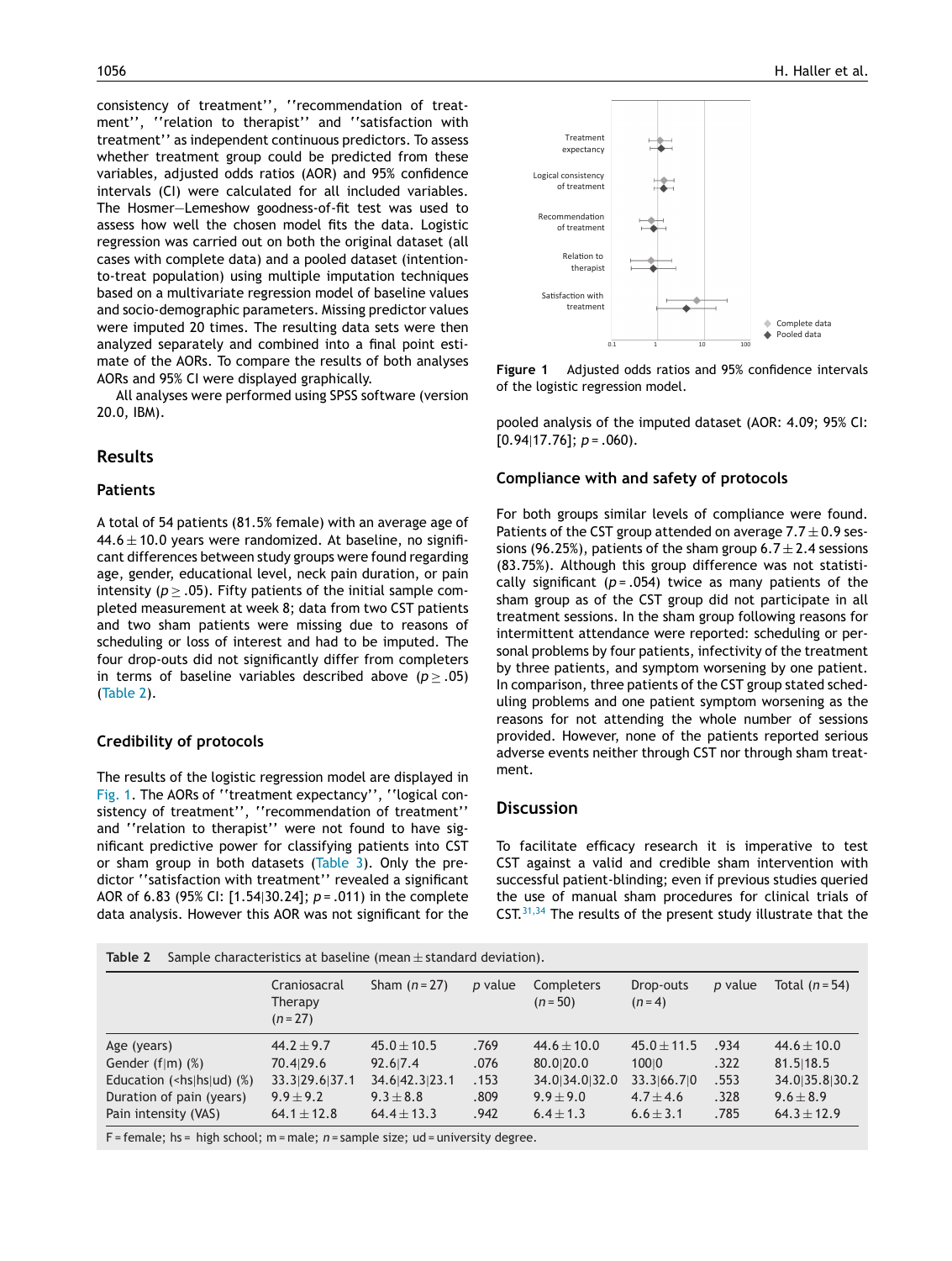consistency of treatment'', ''recommendation of treatment'', ''relation to therapist'' and ''satisfaction with treatment'' as independent continuous predictors. To assess whether treatment group could be predicted from these variables, adjusted odds ratios (AOR) and 95% confidence intervals (CI) were calculated for all included variables. The Hosmer—Lemeshow goodness-of-fit test was used to assess how well the chosen model fits the data. Logistic regression was carried out on both the original dataset (all cases with complete data) and a pooled dataset (intention-to-treat population) using multiple imputation techniques based on a multivariate regression model of baseline values and socio-demographic parameters. Missing predictor values were imputed 20 times. The resulting data sets were then analyzed separately and combined into a final point estimate of the AORs. To compare the results of both analyses AORs and 95% CI were displayed graphically.

All analyses were performed using SPSS software (version 20.0, IBM).

## Results

### Patients

A total of 54 patients (81.5% female) with an average age of 44.6 ± 10.0 years were randomized. At baseline, no significant differences between study groups were found regarding age, gender, educational level, neck pain duration, or pain intensity ($p \geq .05$). Fifty patients of the initial sample completed measurement at week 8; data from two CST patients and two sham patients were missing due to reasons of scheduling or loss of interest and had to be imputed. The four drop-outs did not significantly differ from completers in terms of baseline variables described above ($p \geq .05$) (Table 2).

### Credibility of protocols

The results of the logistic regression model are displayed in Fig. 1. The AORs of ''treatment expectancy'', ''logical consistency of treatment'', ''recommendation of treatment'' and ''relation to therapist'' were not found to have significant predictive power for classifying patients into CST or sham group in both datasets (Table 3). Only the predictor ''satisfaction with treatment'' revealed a significant AOR of 6.83 (95% CI: [1.54|30.24]; $p = .011$) in the complete data analysis. However this AOR was not significant for the pooled analysis of the imputed dataset (AOR: 4.09; 95% CI: [0.94|17.76]; $p = .060$).

**Figure 1** Adjusted odds ratios and 95% confidence intervals of the logistic regression model.

### Compliance with and safety of protocols

For both groups similar levels of compliance were found. Patients of the CST group attended on average 7.7 ± 0.9 sessions (96.25%), patients of the sham group 6.7 ± 2.4 sessions (83.75%). Although this group difference was not statistically significant ($p = .054$) twice as many patients of the sham group as of the CST group did not participate in all treatment sessions. In the sham group following reasons for intermittent attendance were reported: scheduling or personal problems by four patients, infectivity of the treatment by three patients, and symptom worsening by one patient. In comparison, three patients of the CST group stated scheduling problems and one patient symptom worsening as the reasons for not attending the whole number of sessions provided. However, none of the patients reported serious adverse events neither through CST nor through sham treatment.

## Discussion

To facilitate efficacy research it is imperative to test CST against a valid and credible sham intervention with successful patient-blinding; even if previous studies queried the use of manual sham procedures for clinical trials of CST.[31,34] The results of the present study illustrate that the

**Table 2** Sample characteristics at baseline (mean ± standard deviation).

| | Craniosacral Therapy ($n = 27$) | Sham ($n = 27$) | $p$ value | Completers ($n = 50$) | Drop-outs ($n = 4$) | $p$ value | Total ($n = 54$) |
|---|---|---|---|---|---|---|---|
| Age (years) | 44.2 ± 9.7 | 45.0 ± 10.5 | .769 | 44.6 ± 10.0 | 45.0 ± 11.5 | .934 | 44.6 ± 10.0 |
| Gender (f\|m) (%) | 70.4\|29.6 | 92.6\|7.4 | .076 | 80.0\|20.0 | 100\|0 | .322 | 81.5\|18.5 |
| Education (<hs\|hs\|ud) (%) | 33.3\|29.6\|37.1 | 34.6\|42.3\|23.1 | .153 | 34.0\|34.0\|32.0 | 33.3\|66.7\|0 | .553 | 34.0\|35.8\|30.2 |
| Duration of pain (years) | 9.9 ± 9.2 | 9.3 ± 8.8 | .809 | 9.9 ± 9.0 | 4.7 ± 4.6 | .328 | 9.6 ± 8.9 |
| Pain intensity (VAS) | 64.1 ± 12.8 | 64.4 ± 13.3 | .942 | 6.4 ± 1.3 | 6.6 ± 3.1 | .785 | 64.3 ± 12.9 |

F = female; hs = high school; m = male; $n$ = sample size; ud = university degree.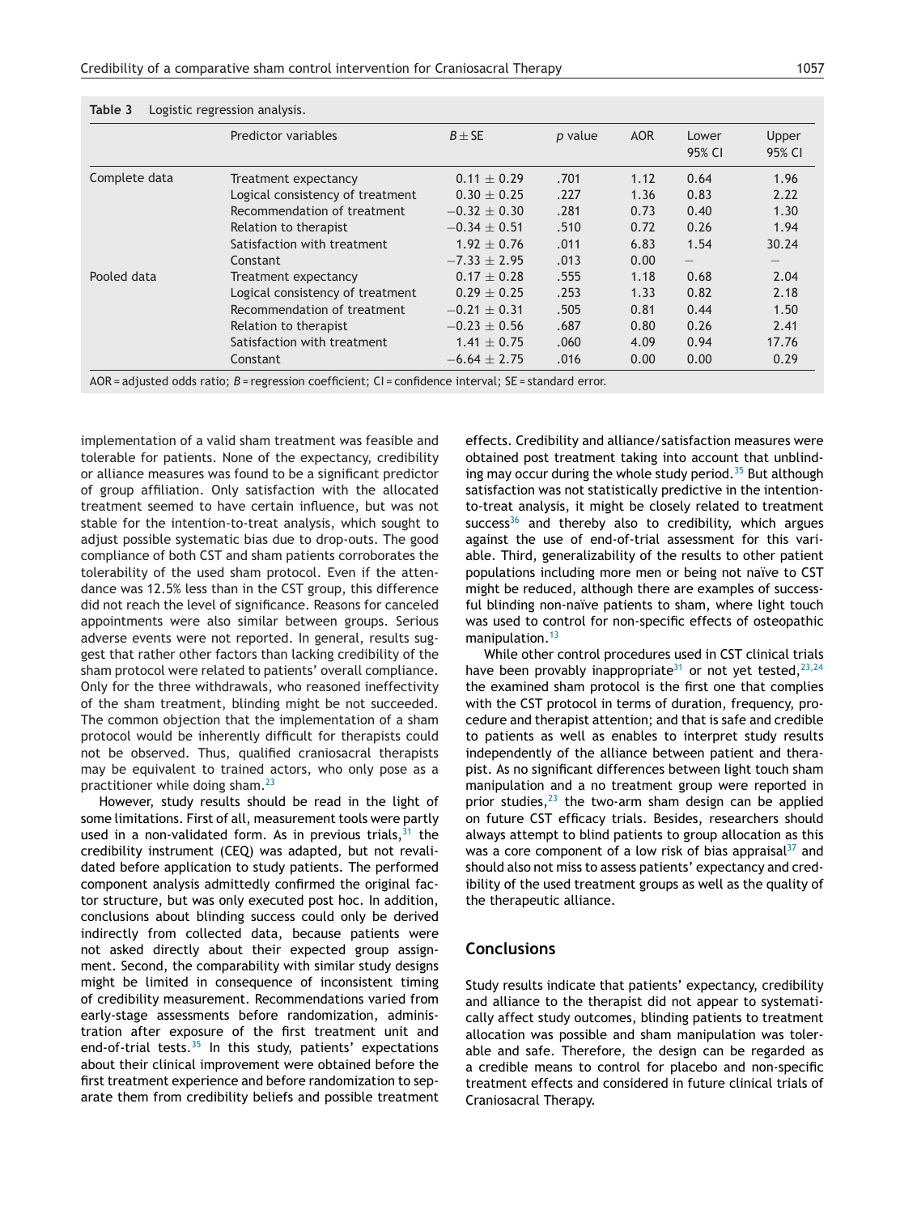**Table 3** Logistic regression analysis.

| | Predictor variables | $B \pm SE$ | *p* value | AOR | Lower 95% CI | Upper 95% CI |
|---|---|---|---|---|---|---|
| Complete data | Treatment expectancy | $0.11 \pm 0.29$ | .701 | 1.12 | 0.64 | 1.96 |
| | Logical consistency of treatment | $0.30 \pm 0.25$ | .227 | 1.36 | 0.83 | 2.22 |
| | Recommendation of treatment | $-0.32 \pm 0.30$ | .281 | 0.73 | 0.40 | 1.30 |
| | Relation to therapist | $-0.34 \pm 0.51$ | .510 | 0.72 | 0.26 | 1.94 |
| | Satisfaction with treatment | $1.92 \pm 0.76$ | .011 | 6.83 | 1.54 | 30.24 |
| | Constant | $-7.33 \pm 2.95$ | .013 | 0.00 | — | — |
| Pooled data | Treatment expectancy | $0.17 \pm 0.28$ | .555 | 1.18 | 0.68 | 2.04 |
| | Logical consistency of treatment | $0.29 \pm 0.25$ | .253 | 1.33 | 0.82 | 2.18 |
| | Recommendation of treatment | $-0.21 \pm 0.31$ | .505 | 0.81 | 0.44 | 1.50 |
| | Relation to therapist | $-0.23 \pm 0.56$ | .687 | 0.80 | 0.26 | 2.41 |
| | Satisfaction with treatment | $1.41 \pm 0.75$ | .060 | 4.09 | 0.94 | 17.76 |
| | Constant | $-6.64 \pm 2.75$ | .016 | 0.00 | 0.00 | 0.29 |

AOR = adjusted odds ratio; *B* = regression coefficient; CI = confidence interval; SE = standard error.

implementation of a valid sham treatment was feasible and tolerable for patients. None of the expectancy, credibility or alliance measures was found to be a significant predictor of group affiliation. Only satisfaction with the allocated treatment seemed to have certain influence, but was not stable for the intention-to-treat analysis, which sought to adjust possible systematic bias due to drop-outs. The good compliance of both CST and sham patients corroborates the tolerability of the used sham protocol. Even if the attendance was 12.5% less than in the CST group, this difference did not reach the level of significance. Reasons for canceled appointments were also similar between groups. Serious adverse events were not reported. In general, results suggest that rather other factors than lacking credibility of the sham protocol were related to patients' overall compliance. Only for the three withdrawals, who reasoned ineffectivity of the sham treatment, blinding might be not succeeded. The common objection that the implementation of a sham protocol would be inherently difficult for therapists could not be observed. Thus, qualified craniosacral therapists may be equivalent to trained actors, who only pose as a practitioner while doing sham.[23]

However, study results should be read in the light of some limitations. First of all, measurement tools were partly used in a non-validated form. As in previous trials,[31] the credibility instrument (CEQ) was adapted, but not revalidated before application to study patients. The performed component analysis admittedly confirmed the original factor structure, but was only executed post hoc. In addition, conclusions about blinding success could only be derived indirectly from collected data, because patients were not asked directly about their expected group assignment. Second, the comparability with similar study designs might be limited in consequence of inconsistent timing of credibility measurement. Recommendations varied from early-stage assessments before randomization, administration after exposure of the first treatment unit and end-of-trial tests.[35] In this study, patients' expectations about their clinical improvement were obtained before the first treatment experience and before randomization to separate them from credibility beliefs and possible treatment effects. Credibility and alliance/satisfaction measures were obtained post treatment taking into account that unblinding may occur during the whole study period.[35] But although satisfaction was not statistically predictive in the intention-to-treat analysis, it might be closely related to treatment success[36] and thereby also to credibility, which argues against the use of end-of-trial assessment for this variable. Third, generalizability of the results to other patient populations including more men or being not naïve to CST might be reduced, although there are examples of successful blinding non-naïve patients to sham, where light touch was used to control for non-specific effects of osteopathic manipulation.[13]

While other control procedures used in CST clinical trials have been provably inappropriate[31] or not yet tested,[23,24] the examined sham protocol is the first one that complies with the CST protocol in terms of duration, frequency, procedure and therapist attention; and that is safe and credible to patients as well as enables to interpret study results independently of the alliance between patient and therapist. As no significant differences between light touch sham manipulation and a no treatment group were reported in prior studies,[23] the two-arm sham design can be applied on future CST efficacy trials. Besides, researchers should always attempt to blind patients to group allocation as this was a core component of a low risk of bias appraisal[37] and should also not miss to assess patients' expectancy and credibility of the used treatment groups as well as the quality of the therapeutic alliance.

## Conclusions

Study results indicate that patients' expectancy, credibility and alliance to the therapist did not appear to systematically affect study outcomes, blinding patients to treatment allocation was possible and sham manipulation was tolerable and safe. Therefore, the design can be regarded as a credible means to control for placebo and non-specific treatment effects and considered in future clinical trials of Craniosacral Therapy.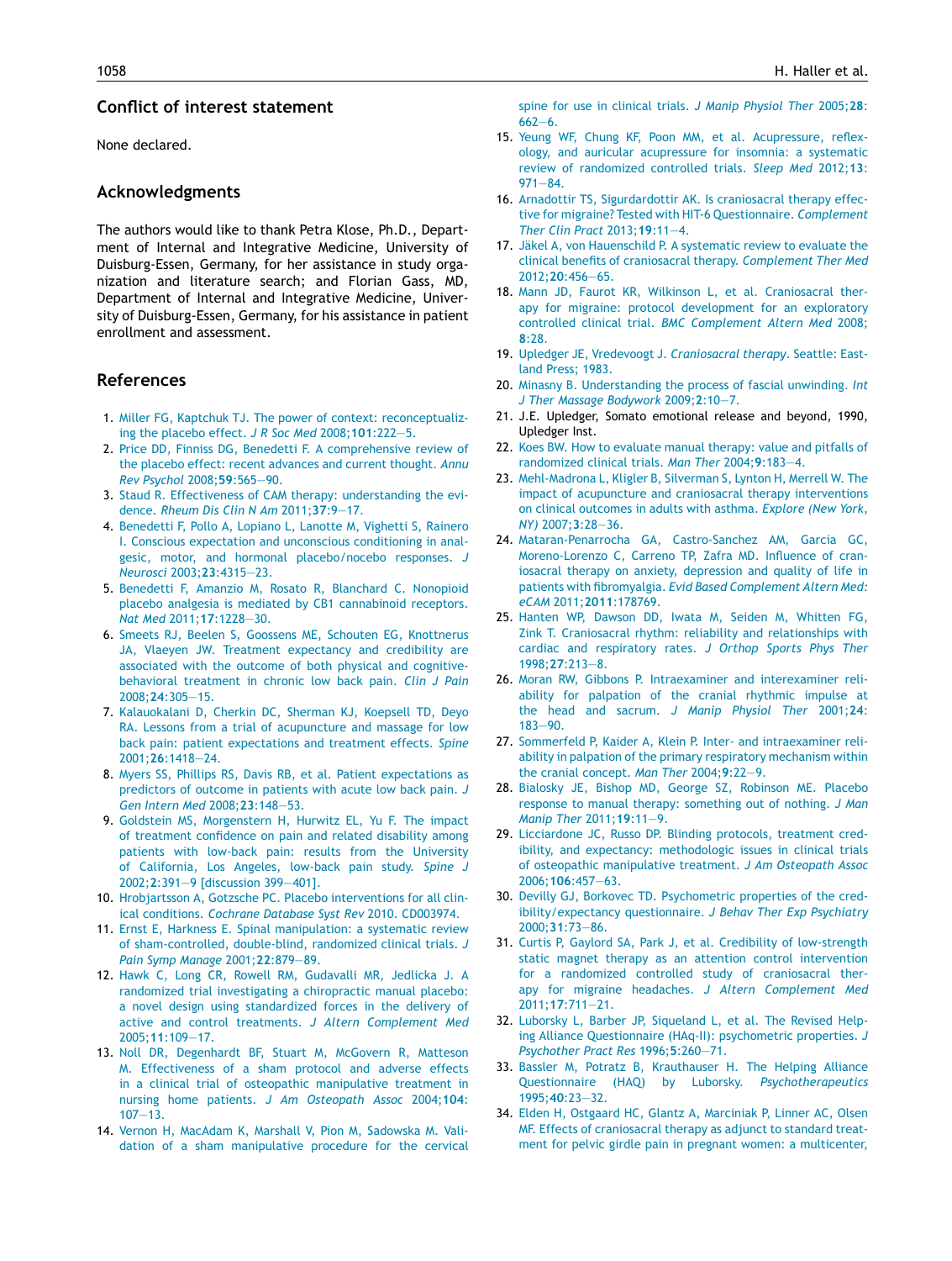## Conflict of interest statement

None declared.

## Acknowledgments

The authors would like to thank Petra Klose, Ph.D., Department of Internal and Integrative Medicine, University of Duisburg-Essen, Germany, for her assistance in study organization and literature search; and Florian Gass, MD, Department of Internal and Integrative Medicine, University of Duisburg-Essen, Germany, for his assistance in patient enrollment and assessment.

## References

1. Miller FG, Kaptchuk TJ. The power of context: reconceptualizing the placebo effect. *J R Soc Med* 2008;**101**:222—5.
2. Price DD, Finniss DG, Benedetti F. A comprehensive review of the placebo effect: recent advances and current thought. *Annu Rev Psychol* 2008;**59**:565—90.
3. Staud R. Effectiveness of CAM therapy: understanding the evidence. *Rheum Dis Clin N Am* 2011;**37**:9—17.
4. Benedetti F, Pollo A, Lopiano L, Lanotte M, Vighetti S, Rainero I. Conscious expectation and unconscious conditioning in analgesic, motor, and hormonal placebo/nocebo responses. *J Neurosci* 2003;**23**:4315—23.
5. Benedetti F, Amanzio M, Rosato R, Blanchard C. Nonopioid placebo analgesia is mediated by CB1 cannabinoid receptors. *Nat Med* 2011;**17**:1228—30.
6. Smeets RJ, Beelen S, Goossens ME, Schouten EG, Knottnerus JA, Vlaeyen JW. Treatment expectancy and credibility are associated with the outcome of both physical and cognitive-behavioral treatment in chronic low back pain. *Clin J Pain* 2008;**24**:305—15.
7. Kalauokalani D, Cherkin DC, Sherman KJ, Koepsell TD, Deyo RA. Lessons from a trial of acupuncture and massage for low back pain: patient expectations and treatment effects. *Spine* 2001;**26**:1418—24.
8. Myers SS, Phillips RS, Davis RB, et al. Patient expectations as predictors of outcome in patients with acute low back pain. *J Gen Intern Med* 2008;**23**:148—53.
9. Goldstein MS, Morgenstern H, Hurwitz EL, Yu F. The impact of treatment confidence on pain and related disability among patients with low-back pain: results from the University of California, Los Angeles, low-back pain study. *Spine J* 2002;**2**:391—9 [discussion 399—401].
10. Hrobjartsson A, Gotzsche PC. Placebo interventions for all clinical conditions. *Cochrane Database Syst Rev* 2010. CD003974.
11. Ernst E, Harkness E. Spinal manipulation: a systematic review of sham-controlled, double-blind, randomized clinical trials. *J Pain Symp Manage* 2001;**22**:879—89.
12. Hawk C, Long CR, Rowell RM, Gudavalli MR, Jedlicka J. A randomized trial investigating a chiropractic manual placebo: a novel design using standardized forces in the delivery of active and control treatments. *J Altern Complement Med* 2005;**11**:109—17.
13. Noll DR, Degenhardt BF, Stuart M, McGovern R, Matteson M. Effectiveness of a sham protocol and adverse effects in a clinical trial of osteopathic manipulative treatment in nursing home patients. *J Am Osteopath Assoc* 2004;**104**:107—13.
14. Vernon H, MacAdam K, Marshall V, Pion M, Sadowska M. Validation of a sham manipulative procedure for the cervical spine for use in clinical trials. *J Manip Physiol Ther* 2005;**28**:662—6.
15. Yeung WF, Chung KF, Poon MM, et al. Acupressure, reflexology, and auricular acupressure for insomnia: a systematic review of randomized controlled trials. *Sleep Med* 2012;**13**:971—84.
16. Arnadottir TS, Sigurdardottir AK. Is craniosacral therapy effective for migraine? Tested with HIT-6 Questionnaire. *Complement Ther Clin Pract* 2013;**19**:11—4.
17. Jäkel A, von Hauenschild P. A systematic review to evaluate the clinical benefits of craniosacral therapy. *Complement Ther Med* 2012;**20**:456—65.
18. Mann JD, Faurot KR, Wilkinson L, et al. Craniosacral therapy for migraine: protocol development for an exploratory controlled clinical trial. *BMC Complement Altern Med* 2008;**8**:28.
19. Upledger JE, Vredevoogt J. *Craniosacral therapy*. Seattle: Eastland Press; 1983.
20. Minasny B. Understanding the process of fascial unwinding. *Int J Ther Massage Bodywork* 2009;**2**:10—7.
21. J.E. Upledger, Somato emotional release and beyond, 1990, Upledger Inst.
22. Koes BW. How to evaluate manual therapy: value and pitfalls of randomized clinical trials. *Man Ther* 2004;**9**:183—4.
23. Mehl-Madrona L, Kligler B, Silverman S, Lynton H, Merrell W. The impact of acupuncture and craniosacral therapy interventions on clinical outcomes in adults with asthma. *Explore (New York, NY)* 2007;**3**:28—36.
24. Mataran-Penarrocha GA, Castro-Sanchez AM, Garcia GC, Moreno-Lorenzo C, Carreno TP, Zafra MD. Influence of craniosacral therapy on anxiety, depression and quality of life in patients with fibromyalgia. *Evid Based Complement Altern Med: eCAM* 2011;**2011**:178769.
25. Hanten WP, Dawson DD, Iwata M, Seiden M, Whitten FG, Zink T. Craniosacral rhythm: reliability and relationships with cardiac and respiratory rates. *J Orthop Sports Phys Ther* 1998;**27**:213—8.
26. Moran RW, Gibbons P. Intraexaminer and interexaminer reliability for palpation of the cranial rhythmic impulse at the head and sacrum. *J Manip Physiol Ther* 2001;**24**:183—90.
27. Sommerfeld P, Kaider A, Klein P. Inter- and intraexaminer reliability in palpation of the primary respiratory mechanism within the cranial concept. *Man Ther* 2004;**9**:22—9.
28. Bialosky JE, Bishop MD, George SZ, Robinson ME. Placebo response to manual therapy: something out of nothing. *J Man Manip Ther* 2011;**19**:11—9.
29. Licciardone JC, Russo DP. Blinding protocols, treatment credibility, and expectancy: methodologic issues in clinical trials of osteopathic manipulative treatment. *J Am Osteopath Assoc* 2006;**106**:457—63.
30. Devilly GJ, Borkovec TD. Psychometric properties of the credibility/expectancy questionnaire. *J Behav Ther Exp Psychiatry* 2000;**31**:73—86.
31. Curtis P, Gaylord SA, Park J, et al. Credibility of low-strength static magnet therapy as an attention control intervention for a randomized controlled study of craniosacral therapy for migraine headaches. *J Altern Complement Med* 2011;**17**:711—21.
32. Luborsky L, Barber JP, Siqueland L, et al. The Revised Helping Alliance Questionnaire (HAq-II): psychometric properties. *J Psychother Pract Res* 1996;**5**:260—71.
33. Bassler M, Potratz B, Krauthauser H. The Helping Alliance Questionnaire (HAQ) by Luborsky. *Psychotherapeutics* 1995;**40**:23—32.
34. Elden H, Ostgaard HC, Glantz A, Marciniak P, Linner AC, Olsen MF. Effects of craniosacral therapy as adjunct to standard treatment for pelvic girdle pain in pregnant women: a multicenter,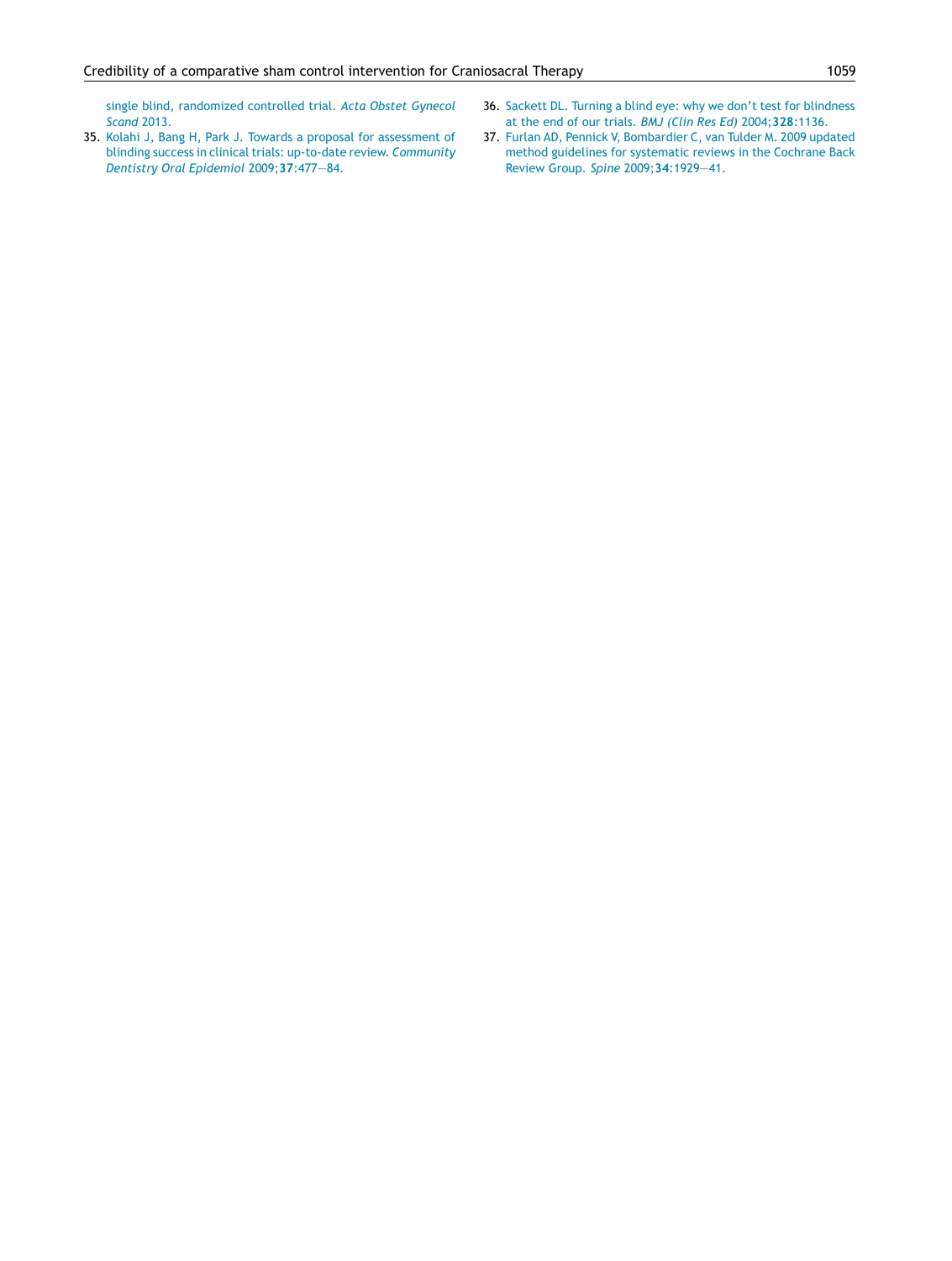single blind, randomized controlled trial. *Acta Obstet Gynecol Scand* 2013.

35. Kolahi J, Bang H, Park J. Towards a proposal for assessment of blinding success in clinical trials: up-to-date review. *Community Dentistry Oral Epidemiol* 2009;**37**:477—84.
36. Sackett DL. Turning a blind eye: why we don't test for blindness at the end of our trials. *BMJ (Clin Res Ed)* 2004;**328**:1136.
37. Furlan AD, Pennick V, Bombardier C, van Tulder M. 2009 updated method guidelines for systematic reviews in the Cochrane Back Review Group. *Spine* 2009;**34**:1929—41.